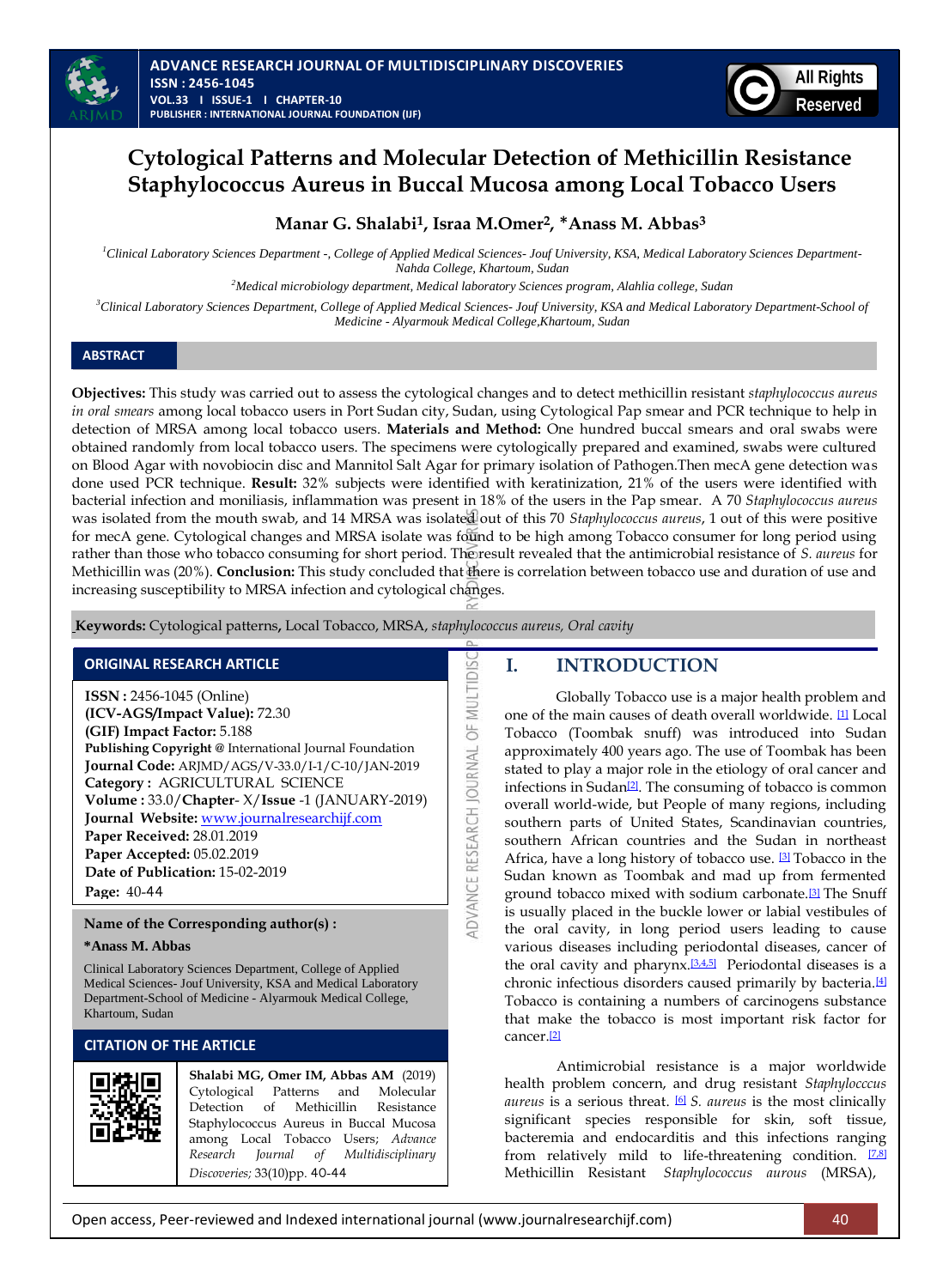# Cytological Patterns and Molecular Detection of Methicillin Resistance Staphylococcus Aureus in Buccal Mucosa among Local Tobacco Users

**Manar G. Shalabi[1], Israa M.Omer[2], *Anass M. Abbas[3]**

[1]*Clinical Laboratory Sciences Department -, College of Applied Medical Sciences- Jouf University, KSA, Medical Laboratory Sciences Department- Nahda College, Khartoum, Sudan*

[2]*Medical microbiology department, Medical laboratory Sciences program, Alahlia college, Sudan*

[3]*Clinical Laboratory Sciences Department, College of Applied Medical Sciences- Jouf University, KSA and Medical Laboratory Department-School of Medicine - Alyarmouk Medical College,Khartoum, Sudan*

## ABSTRACT

**Objectives:** This study was carried out to assess the cytological changes and to detect methicillin resistant *staphylococcus aureus in oral smears* among local tobacco users in Port Sudan city, Sudan, using Cytological Pap smear and PCR technique to help in detection of MRSA among local tobacco users. **Materials and Method:** One hundred buccal smears and oral swabs were obtained randomly from local tobacco users. The specimens were cytologically prepared and examined, swabs were cultured on Blood Agar with novobiocin disc and Mannitol Salt Agar for primary isolation of Pathogen.Then mecA gene detection was done used PCR technique. **Result:** 32% subjects were identified with keratinization, 21% of the users were identified with bacterial infection and moniliasis, inflammation was present in 18% of the users in the Pap smear. A 70 *Staphylococcus aureus* was isolated from the mouth swab, and 14 MRSA was isolated out of this 70 *Staphylococcus aureus*, 1 out of this were positive for mecA gene. Cytological changes and MRSA isolate was found to be high among Tobacco consumer for long period using rather than those who tobacco consuming for short period. The result revealed that the antimicrobial resistance of *S. aureus* for Methicillin was (20%). **Conclusion:** This study concluded that there is correlation between tobacco use and duration of use and increasing susceptibility to MRSA infection and cytological changes.

**Keywords:** Cytological patterns, Local Tobacco, MRSA, *staphylococcus aureus, Oral cavity*

### ORIGINAL RESEARCH ARTICLE

**ISSN :** 2456-1045 (Online)
**(ICV-AGS/Impact Value):** 72.30
**(GIF) Impact Factor:** 5.188
**Publishing Copyright @** International Journal Foundation
**Journal Code:** ARJMD/AGS/V-33.0/I-1/C-10/JAN-2019
**Category :** AGRICULTURAL SCIENCE
**Volume :** 33.0/**Chapter**- X/**Issue** -1 (JANUARY-2019)
**Journal Website:** www.journalresearchijf.com
**Paper Received:** 28.01.2019
**Paper Accepted:** 05.02.2019
**Date of Publication:** 15-02-2019
**Page:** 40-44

### Name of the Corresponding author(s) :

**\*Anass M. Abbas**

Clinical Laboratory Sciences Department, College of Applied Medical Sciences- Jouf University, KSA and Medical Laboratory Department-School of Medicine - Alyarmouk Medical College, Khartoum, Sudan

### CITATION OF THE ARTICLE

**Shalabi MG, Omer IM, Abbas AM** (2019) Cytological Patterns and Molecular Detection of Methicillin Resistance Staphylococcus Aureus in Buccal Mucosa among Local Tobacco Users; *Advance Research Journal of Multidisciplinary Discoveries;* 33(10)pp. 40-44

## I. INTRODUCTION

Globally Tobacco use is a major health problem and one of the main causes of death overall worldwide. [1] Local Tobacco (Toombak snuff) was introduced into Sudan approximately 400 years ago. The use of Toombak has been stated to play a major role in the etiology of oral cancer and infections in Sudan[2]. The consuming of tobacco is common overall world-wide, but People of many regions, including southern parts of United States, Scandinavian countries, southern African countries and the Sudan in northeast Africa, have a long history of tobacco use. [3] Tobacco in the Sudan known as Toombak and mad up from fermented ground tobacco mixed with sodium carbonate.[3] The Snuff is usually placed in the buckle lower or labial vestibules of the oral cavity, in long period users leading to cause various diseases including periodontal diseases, cancer of the oral cavity and pharynx.[3,4,5] Periodontal diseases is a chronic infectious disorders caused primarily by bacteria.[4] Tobacco is containing a numbers of carcinogens substance that make the tobacco is most important risk factor for cancer.[2]

Antimicrobial resistance is a major worldwide health problem concern, and drug resistant *Staphylocccus aureus* is a serious threat. [6] *S. aureus* is the most clinically significant species responsible for skin, soft tissue, bacteremia and endocarditis and this infections ranging from relatively mild to life-threatening condition. [7,8] Methicillin Resistant *Staphylococcus aurous* (MRSA),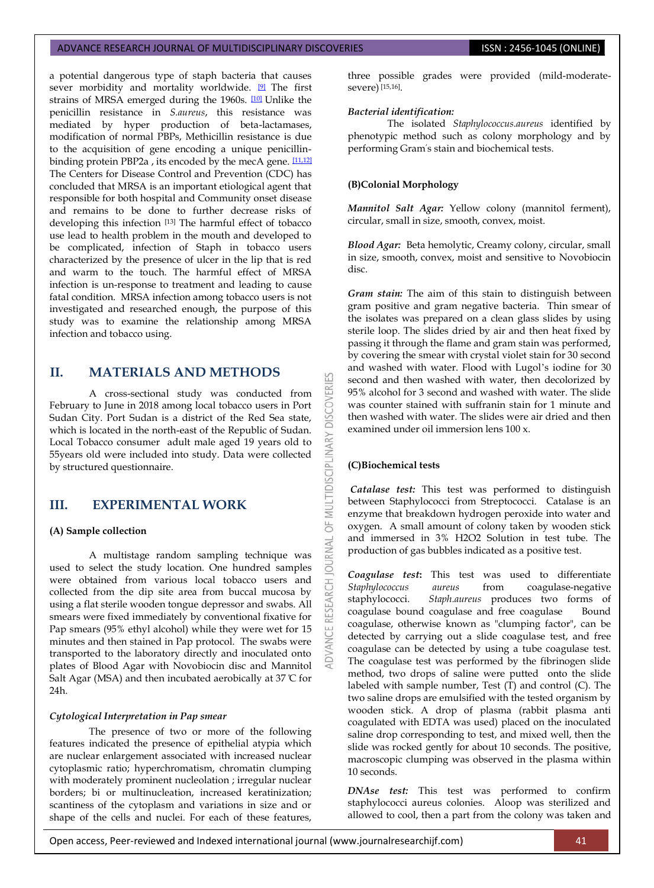a potential dangerous type of staph bacteria that causes sever morbidity and mortality worldwide. [9] The first strains of MRSA emerged during the 1960s. [10] Unlike the penicillin resistance in *S.aureus*, this resistance was mediated by hyper production of beta-lactamases, modification of normal PBPs, Methicillin resistance is due to the acquisition of gene encoding a unique penicillin-binding protein PBP2a , its encoded by the mecA gene. [11,12] The Centers for Disease Control and Prevention (CDC) has concluded that MRSA is an important etiological agent that responsible for both hospital and Community onset disease and remains to be done to further decrease risks of developing this infection [13] The harmful effect of tobacco use lead to health problem in the mouth and developed to be complicated, infection of Staph in tobacco users characterized by the presence of ulcer in the lip that is red and warm to the touch. The harmful effect of MRSA infection is un-response to treatment and leading to cause fatal condition. MRSA infection among tobacco users is not investigated and researched enough, the purpose of this study was to examine the relationship among MRSA infection and tobacco using.

## II. MATERIALS AND METHODS

A cross-sectional study was conducted from February to June in 2018 among local tobacco users in Port Sudan City. Port Sudan is a district of the Red Sea state, which is located in the north-east of the Republic of Sudan. Local Tobacco consumer adult male aged 19 years old to 55years old were included into study. Data were collected by structured questionnaire.

## III. EXPERIMENTAL WORK

### (A) Sample collection

A multistage random sampling technique was used to select the study location. One hundred samples were obtained from various local tobacco users and collected from the dip site area from buccal mucosa by using a flat sterile wooden tongue depressor and swabs. All smears were fixed immediately by conventional fixative for Pap smears (95% ethyl alcohol) while they were wet for 15 minutes and then stained in Pap protocol. The swabs were transported to the laboratory directly and inoculated onto plates of Blood Agar with Novobiocin disc and Mannitol Salt Agar (MSA) and then incubated aerobically at 37℃ for 24h.

#### *Cytological Interpretation in Pap smear*

The presence of two or more of the following features indicated the presence of epithelial atypia which are nuclear enlargement associated with increased nuclear cytoplasmic ratio; hyperchromatism, chromatin clumping with moderately prominent nucleolation ; irregular nuclear borders; bi or multinucleation, increased keratinization; scantiness of the cytoplasm and variations in size and or shape of the cells and nuclei. For each of these features, three possible grades were provided (mild-moderate-severe) [15,16].

#### *Bacterial identification:*

The isolated *Staphylococcus.aureus* identified by phenotypic method such as colony morphology and by performing Gram's stain and biochemical tests.

### (B)Colonial Morphology

***Mannitol Salt Agar:*** Yellow colony (mannitol ferment), circular, small in size, smooth, convex, moist.

***Blood Agar:*** Beta hemolytic, Creamy colony, circular, small in size, smooth, convex, moist and sensitive to Novobiocin disc.

***Gram stain:*** The aim of this stain to distinguish between gram positive and gram negative bacteria. Thin smear of the isolates was prepared on a clean glass slides by using sterile loop. The slides dried by air and then heat fixed by passing it through the flame and gram stain was performed, by covering the smear with crystal violet stain for 30 second and washed with water. Flood with Lugol's iodine for 30 second and then washed with water, then decolorized by 95% alcohol for 3 second and washed with water. The slide was counter stained with suffranin stain for 1 minute and then washed with water. The slides were air dried and then examined under oil immersion lens 100 x.

### (C)Biochemical tests

***Catalase test:*** This test was performed to distinguish between Staphylococci from Streptococci. Catalase is an enzyme that breakdown hydrogen peroxide into water and oxygen. A small amount of colony taken by wooden stick and immersed in 3% $H_2O_2$ Solution in test tube. The production of gas bubbles indicated as a positive test.

***Coagulase test*:** This test was used to differentiate *Staphylococcus aureus* from coagulase-negative staphylococci. *Staph.aureus* produces two forms of coagulase bound coagulase and free coagulase Bound coagulase, otherwise known as "clumping factor", can be detected by carrying out a slide coagulase test, and free coagulase can be detected by using a tube coagulase test. The coagulase test was performed by the fibrinogen slide method, two drops of saline were putted onto the slide labeled with sample number, Test (T) and control (C). The two saline drops are emulsified with the tested organism by wooden stick. A drop of plasma (rabbit plasma anti coagulated with EDTA was used) placed on the inoculated saline drop corresponding to test, and mixed well, then the slide was rocked gently for about 10 seconds. The positive, macroscopic clumping was observed in the plasma within 10 seconds.

***DNAse test:*** This test was performed to confirm staphylococci aureus colonies. Aloop was sterilized and allowed to cool, then a part from the colony was taken and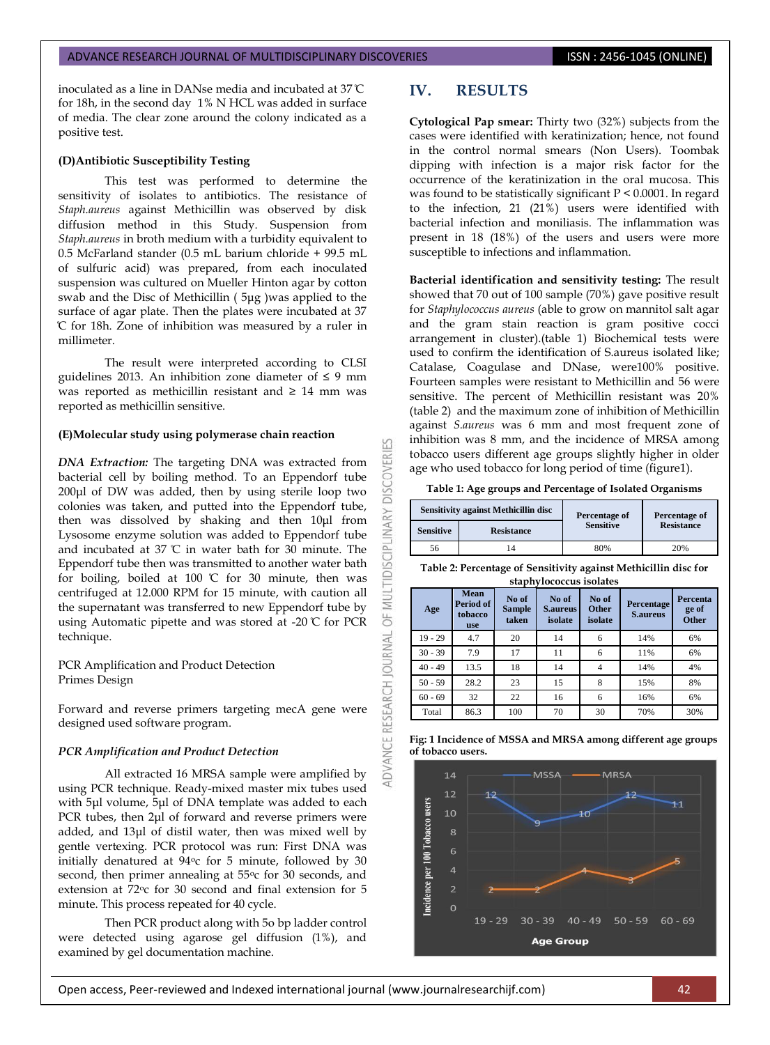inoculated as a line in DANse media and incubated at 37℃ for 18h, in the second day 1% N HCL was added in surface of media. The clear zone around the colony indicated as a positive test.

#### (D)Antibiotic Susceptibility Testing

This test was performed to determine the sensitivity of isolates to antibiotics. The resistance of *Staph.aureus* against Methicillin was observed by disk diffusion method in this Study. Suspension from *Staph.aureus* in broth medium with a turbidity equivalent to 0.5 McFarland stander (0.5 mL barium chloride + 99.5 mL of sulfuric acid) was prepared, from each inoculated suspension was cultured on Mueller Hinton agar by cotton swab and the Disc of Methicillin ( 5µg )was applied to the surface of agar plate. Then the plates were incubated at 37 ℃ for 18h. Zone of inhibition was measured by a ruler in millimeter.

The result were interpreted according to CLSI guidelines 2013. An inhibition zone diameter of ≤ 9 mm was reported as methicillin resistant and ≥ 14 mm was reported as methicillin sensitive.

#### (E)Molecular study using polymerase chain reaction

***DNA Extraction:*** The targeting DNA was extracted from bacterial cell by boiling method. To an Eppendorf tube 200µl of DW was added, then by using sterile loop two colonies was taken, and putted into the Eppendorf tube, then was dissolved by shaking and then 10µl from Lysosome enzyme solution was added to Eppendorf tube and incubated at 37 ℃ in water bath for 30 minute. The Eppendorf tube then was transmitted to another water bath for boiling, boiled at 100 ℃ for 30 minute, then was centrifuged at 12.000 RPM for 15 minute, with caution all the supernatant was transferred to new Eppendorf tube by using Automatic pipette and was stored at -20 ℃ for PCR technique.

PCR Amplification and Product Detection
Primes Design

Forward and reverse primers targeting mecA gene were designed used software program.

*PCR Amplification and Product Detection*

All extracted 16 MRSA sample were amplified by using PCR technique. Ready-mixed master mix tubes used with 5µl volume, 5µl of DNA template was added to each PCR tubes, then 2µl of forward and reverse primers were added, and 13µl of distil water, then was mixed well by gentle vertexing. PCR protocol was run: First DNA was initially denatured at 94ºc for 5 minute, followed by 30 second, then primer annealing at 55ºc for 30 seconds, and extension at 72ºc for 30 second and final extension for 5 minute. This process repeated for 40 cycle.

Then PCR product along with 5o bp ladder control were detected using agarose gel diffusion (1%), and examined by gel documentation machine.

## IV. RESULTS

**Cytological Pap smear:** Thirty two (32%) subjects from the cases were identified with keratinization; hence, not found in the control normal smears (Non Users). Toombak dipping with infection is a major risk factor for the occurrence of the keratinization in the oral mucosa. This was found to be statistically significant P < 0.0001. In regard to the infection, 21 (21%) users were identified with bacterial infection and moniliasis. The inflammation was present in 18 (18%) of the users and users were more susceptible to infections and inflammation.

**Bacterial identification and sensitivity testing:** The result showed that 70 out of 100 sample (70%) gave positive result for *Staphylococcus aureus* (able to grow on mannitol salt agar and the gram stain reaction is gram positive cocci arrangement in cluster).(table 1) Biochemical tests were used to confirm the identification of S.aureus isolated like; Catalase, Coagulase and DNase, were100% positive. Fourteen samples were resistant to Methicillin and 56 were sensitive. The percent of Methicillin resistant was 20% (table 2) and the maximum zone of inhibition of Methicillin against *S.aureus* was 6 mm and most frequent zone of inhibition was 8 mm, and the incidence of MRSA among tobacco users different age groups slightly higher in older age who used tobacco for long period of time (figure1).

**Table 1: Age groups and Percentage of Isolated Organisms**

| Sensitivity against Methicillin disc | | Percentage of Sensitive | Percentage of Resistance |
|---|---|---|---|
| Sensitive | Resistance | | |
| 56 | 14 | 80% | 20% |

**Table 2: Percentage of Sensitivity against Methicillin disc for staphylococcus isolates**

| Age | Mean Period of tobacco use | No of Sample taken | No of S.aureus isolate | No of Other isolate | Percentage S.aureus | Percentage of Other |
|---|---|---|---|---|---|---|
| 19 - 29 | 4.7 | 20 | 14 | 6 | 14% | 6% |
| 30 - 39 | 7.9 | 17 | 11 | 6 | 11% | 6% |
| 40 - 49 | 13.5 | 18 | 14 | 4 | 14% | 4% |
| 50 - 59 | 28.2 | 23 | 15 | 8 | 15% | 8% |
| 60 - 69 | 32 | 22 | 16 | 6 | 16% | 6% |
| Total | 86.3 | 100 | 70 | 30 | 70% | 30% |

**Fig: 1 Incidence of MSSA and MRSA among different age groups of tobacco users.**

| Age Group | MSSA | MRSA |
|---|---|---|
| 19 - 29 | 12 | 2 |
| 30 - 39 | 9 | 2 |
| 40 - 49 | 10 | 4 |
| 50 - 59 | 12 | 3 |
| 60 - 69 | 11 | 5 |

(Y-axis: Incidence per 100 Tobacco users; X-axis: Age Group)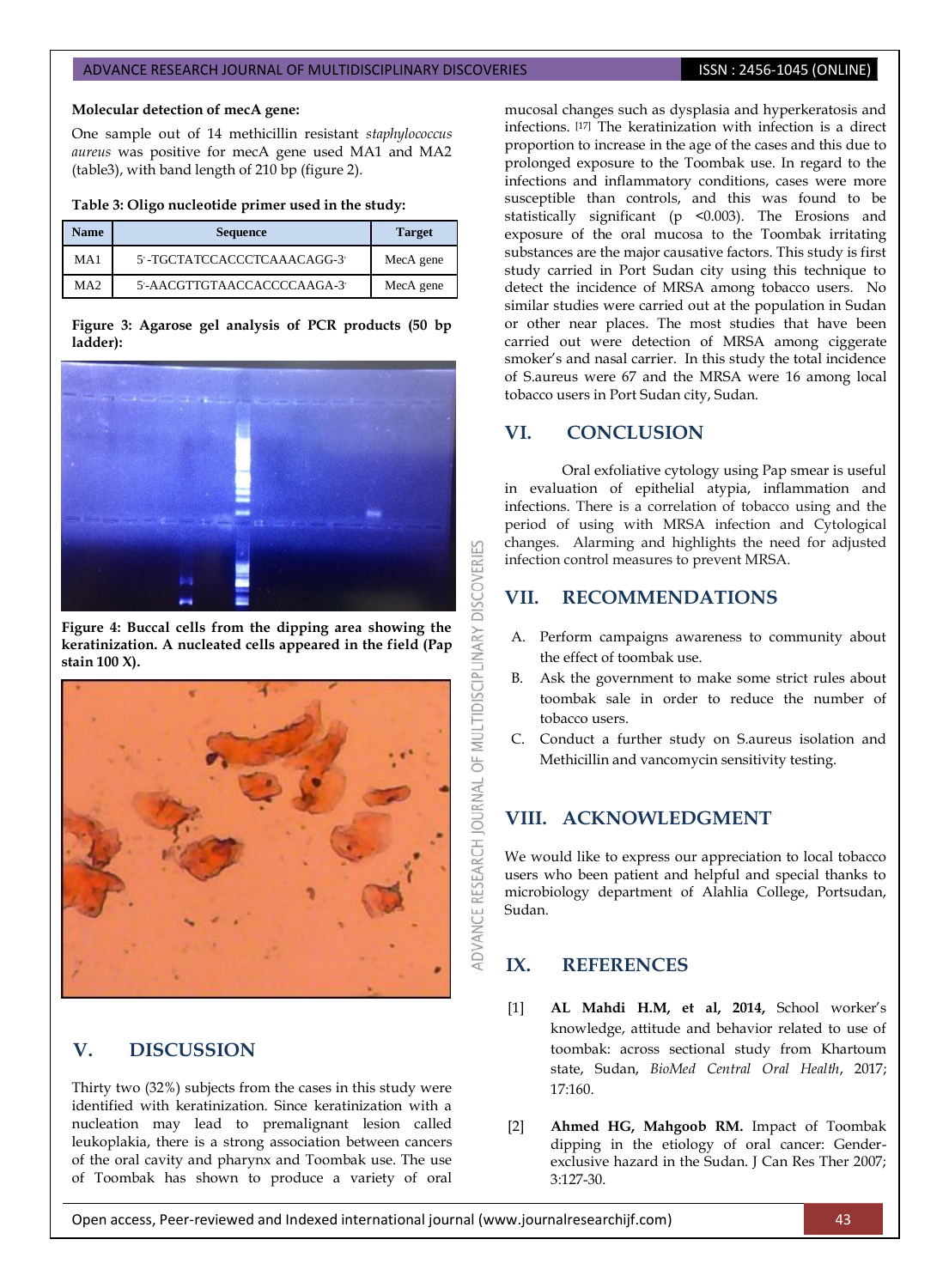**Molecular detection of mecA gene:**

One sample out of 14 methicillin resistant *staphylococcus aureus* was positive for mecA gene used MA1 and MA2 (table3), with band length of 210 bp (figure 2).

**Table 3: Oligo nucleotide primer used in the study:**

| Name | Sequence | Target |
|---|---|---|
| MA1 | 5'-TGCTATCCACCCTCAAACAGG-3' | MecA gene |
| MA2 | 5'-AACGTTGTAACCACCCCAAGA-3' | MecA gene |

**Figure 3: Agarose gel analysis of PCR products (50 bp ladder):**

**Figure 4: Buccal cells from the dipping area showing the keratinization. A nucleated cells appeared in the field (Pap stain 100 X).**

## V. DISCUSSION

Thirty two (32%) subjects from the cases in this study were identified with keratinization. Since keratinization with a nucleation may lead to premalignant lesion called leukoplakia, there is a strong association between cancers of the oral cavity and pharynx and Toombak use. The use of Toombak has shown to produce a variety of oral mucosal changes such as dysplasia and hyperkeratosis and infections. [17] The keratinization with infection is a direct proportion to increase in the age of the cases and this due to prolonged exposure to the Toombak use. In regard to the infections and inflammatory conditions, cases were more susceptible than controls, and this was found to be statistically significant ($p < 0.003$). The Erosions and exposure of the oral mucosa to the Toombak irritating substances are the major causative factors. This study is first study carried in Port Sudan city using this technique to detect the incidence of MRSA among tobacco users. No similar studies were carried out at the population in Sudan or other near places. The most studies that have been carried out were detection of MRSA among ciggerate smoker's and nasal carrier. In this study the total incidence of S.aureus were 67 and the MRSA were 16 among local tobacco users in Port Sudan city, Sudan.

## VI. CONCLUSION

Oral exfoliative cytology using Pap smear is useful in evaluation of epithelial atypia, inflammation and infections. There is a correlation of tobacco using and the period of using with MRSA infection and Cytological changes. Alarming and highlights the need for adjusted infection control measures to prevent MRSA.

## VII. RECOMMENDATIONS

A. Perform campaigns awareness to community about the effect of toombak use.

B. Ask the government to make some strict rules about toombak sale in order to reduce the number of tobacco users.

C. Conduct a further study on S.aureus isolation and Methicillin and vancomycin sensitivity testing.

## VIII. ACKNOWLEDGMENT

We would like to express our appreciation to local tobacco users who been patient and helpful and special thanks to microbiology department of Alahlia College, Portsudan, Sudan.

## IX. REFERENCES

[1] **AL Mahdi H.M, et al, 2014,** School worker's knowledge, attitude and behavior related to use of toombak: across sectional study from Khartoum state, Sudan, *BioMed Central Oral Health*, 2017; 17:160.

[2] **Ahmed HG, Mahgoob RM.** Impact of Toombak dipping in the etiology of oral cancer: Gender-exclusive hazard in the Sudan. J Can Res Ther 2007; 3:127-30.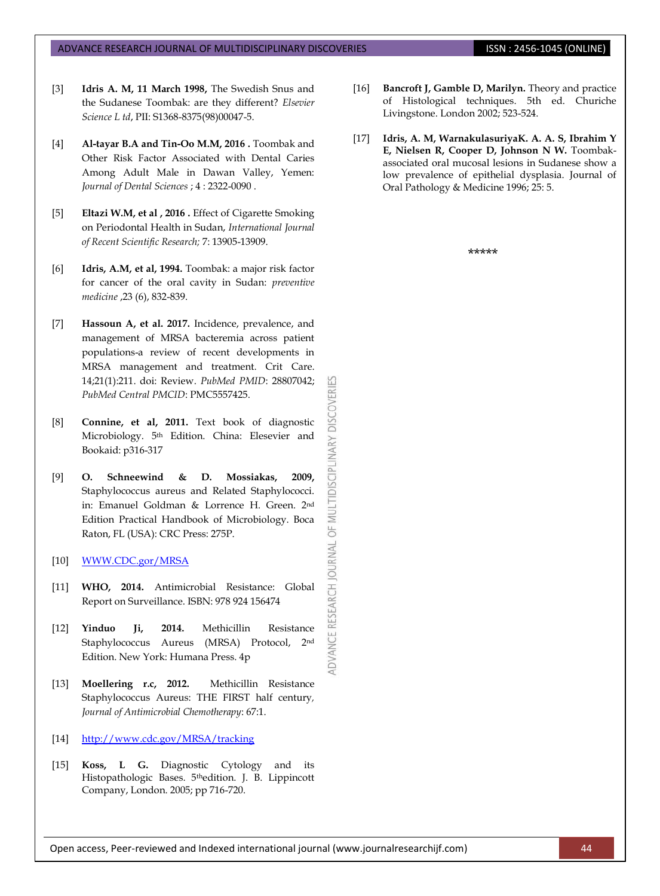[3] **Idris A. M, 11 March 1998,** The Swedish Snus and the Sudanese Toombak: are they different? *Elsevier Science L td*, PII: S1368-8375(98)00047-5.

[4] **Al-tayar B.A and Tin-Oo M.M, 2016 .** Toombak and Other Risk Factor Associated with Dental Caries Among Adult Male in Dawan Valley, Yemen: *Journal of Dental Sciences* ; 4 : 2322-0090 .

[5] **Eltazi W.M, et al , 2016 .** Effect of Cigarette Smoking on Periodontal Health in Sudan, *International Journal of Recent Scientific Research;* 7: 13905-13909.

[6] **Idris, A.M, et al, 1994.** Toombak: a major risk factor for cancer of the oral cavity in Sudan: *preventive medicine* ,23 (6), 832-839.

[7] **Hassoun A, et al. 2017.** Incidence, prevalence, and management of MRSA bacteremia across patient populations-a review of recent developments in MRSA management and treatment. Crit Care. 14;21(1):211. doi: Review. *PubMed PMID*: 28807042; *PubMed Central PMCID*: PMC5557425.

[8] **Connine, et al, 2011.** Text book of diagnostic Microbiology. 5th Edition. China: Elesevier and Bookaid: p316-317

[9] **O. Schneewind & D. Mossiakas, 2009,** Staphylococcus aureus and Related Staphylococci. in: Emanuel Goldman & Lorrence H. Green. 2nd Edition Practical Handbook of Microbiology. Boca Raton, FL (USA): CRC Press: 275P.

[10] WWW.CDC.gor/MRSA

[11] **WHO, 2014.** Antimicrobial Resistance: Global Report on Surveillance. ISBN: 978 924 156474

[12] **Yinduo Ji, 2014.** Methicillin Resistance Staphylococcus Aureus (MRSA) Protocol, 2nd Edition. New York: Humana Press. 4p

[13] **Moellering r.c, 2012.** Methicillin Resistance Staphylococcus Aureus: THE FIRST half century, *Journal of Antimicrobial Chemotherapy*: 67:1.

[14] http://www.cdc.gov/MRSA/tracking

[15] **Koss, L G.** Diagnostic Cytology and its Histopathologic Bases. 5thedition. J. B. Lippincott Company, London. 2005; pp 716-720.

[16] **Bancroft J, Gamble D, Marilyn.** Theory and practice of Histological techniques. 5th ed. Churiche Livingstone. London 2002; 523-524.

[17] **Idris, A. M, WarnakulasuriyaK. A. A. S, Ibrahim Y E, Nielsen R, Cooper D, Johnson N W.** Toombak-associated oral mucosal lesions in Sudanese show a low prevalence of epithelial dysplasia. Journal of Oral Pathology & Medicine 1996; 25: 5.

*****